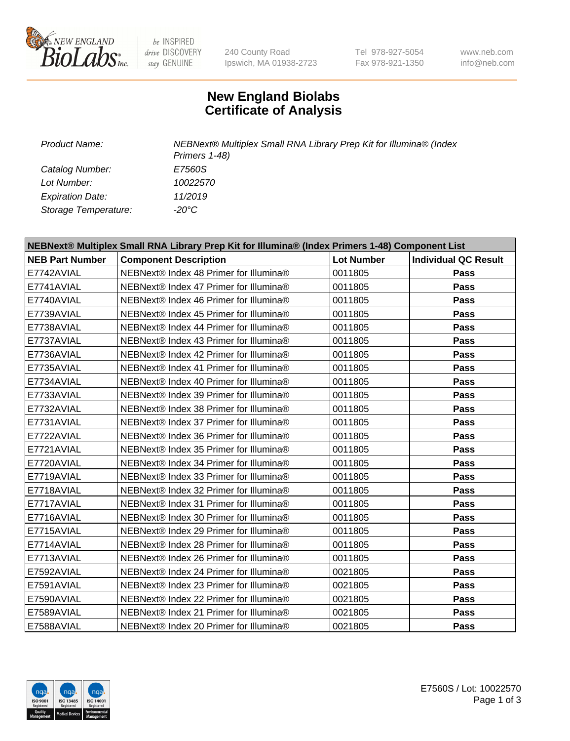# New England Biolabs Certificate of Analysis

| | |
|---|---|
| *Product Name:* | *NEBNext® Multiplex Small RNA Library Prep Kit for Illumina® (Index Primers 1-48)* |
| *Catalog Number:* | *E7560S* |
| *Lot Number:* | *10022570* |
| *Expiration Date:* | *11/2019* |
| *Storage Temperature:* | *-20°C* |

| NEBNext® Multiplex Small RNA Library Prep Kit for Illumina® (Index Primers 1-48) Component List | | | |
|---|---|---|---|
| **NEB Part Number** | **Component Description** | **Lot Number** | **Individual QC Result** |
| E7742AVIAL | NEBNext® Index 48 Primer for Illumina® | 0011805 | **Pass** |
| E7741AVIAL | NEBNext® Index 47 Primer for Illumina® | 0011805 | **Pass** |
| E7740AVIAL | NEBNext® Index 46 Primer for Illumina® | 0011805 | **Pass** |
| E7739AVIAL | NEBNext® Index 45 Primer for Illumina® | 0011805 | **Pass** |
| E7738AVIAL | NEBNext® Index 44 Primer for Illumina® | 0011805 | **Pass** |
| E7737AVIAL | NEBNext® Index 43 Primer for Illumina® | 0011805 | **Pass** |
| E7736AVIAL | NEBNext® Index 42 Primer for Illumina® | 0011805 | **Pass** |
| E7735AVIAL | NEBNext® Index 41 Primer for Illumina® | 0011805 | **Pass** |
| E7734AVIAL | NEBNext® Index 40 Primer for Illumina® | 0011805 | **Pass** |
| E7733AVIAL | NEBNext® Index 39 Primer for Illumina® | 0011805 | **Pass** |
| E7732AVIAL | NEBNext® Index 38 Primer for Illumina® | 0011805 | **Pass** |
| E7731AVIAL | NEBNext® Index 37 Primer for Illumina® | 0011805 | **Pass** |
| E7722AVIAL | NEBNext® Index 36 Primer for Illumina® | 0011805 | **Pass** |
| E7721AVIAL | NEBNext® Index 35 Primer for Illumina® | 0011805 | **Pass** |
| E7720AVIAL | NEBNext® Index 34 Primer for Illumina® | 0011805 | **Pass** |
| E7719AVIAL | NEBNext® Index 33 Primer for Illumina® | 0011805 | **Pass** |
| E7718AVIAL | NEBNext® Index 32 Primer for Illumina® | 0011805 | **Pass** |
| E7717AVIAL | NEBNext® Index 31 Primer for Illumina® | 0011805 | **Pass** |
| E7716AVIAL | NEBNext® Index 30 Primer for Illumina® | 0011805 | **Pass** |
| E7715AVIAL | NEBNext® Index 29 Primer for Illumina® | 0011805 | **Pass** |
| E7714AVIAL | NEBNext® Index 28 Primer for Illumina® | 0011805 | **Pass** |
| E7713AVIAL | NEBNext® Index 26 Primer for Illumina® | 0011805 | **Pass** |
| E7592AVIAL | NEBNext® Index 24 Primer for Illumina® | 0021805 | **Pass** |
| E7591AVIAL | NEBNext® Index 23 Primer for Illumina® | 0021805 | **Pass** |
| E7590AVIAL | NEBNext® Index 22 Primer for Illumina® | 0021805 | **Pass** |
| E7589AVIAL | NEBNext® Index 21 Primer for Illumina® | 0021805 | **Pass** |
| E7588AVIAL | NEBNext® Index 20 Primer for Illumina® | 0021805 | **Pass** |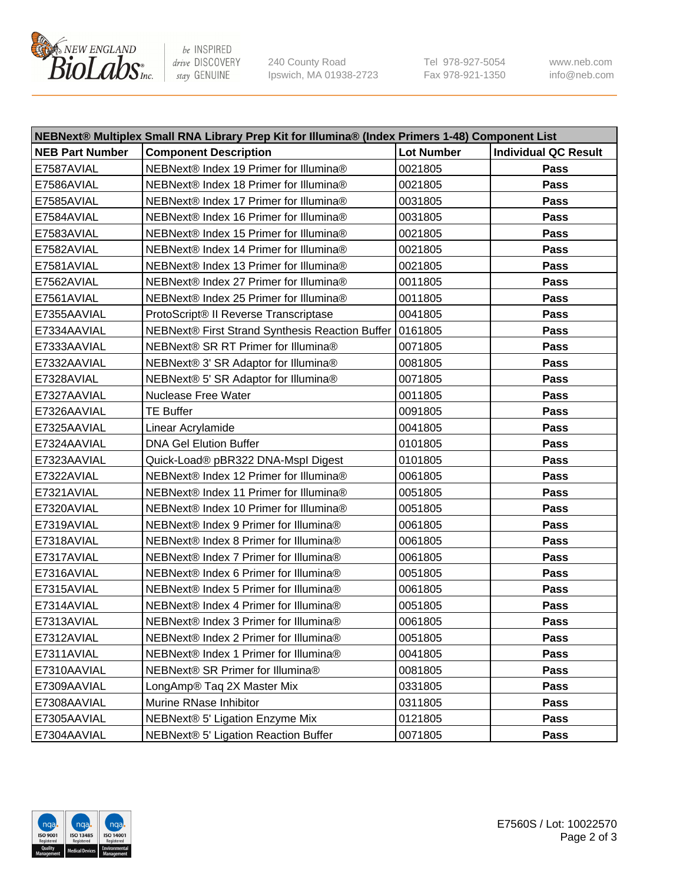| NEBNext® Multiplex Small RNA Library Prep Kit for Illumina® (Index Primers 1-48) Component List | | | |
|---|---|---|---|
| **NEB Part Number** | **Component Description** | **Lot Number** | **Individual QC Result** |
| E7587AVIAL | NEBNext® Index 19 Primer for Illumina® | 0021805 | **Pass** |
| E7586AVIAL | NEBNext® Index 18 Primer for Illumina® | 0021805 | **Pass** |
| E7585AVIAL | NEBNext® Index 17 Primer for Illumina® | 0031805 | **Pass** |
| E7584AVIAL | NEBNext® Index 16 Primer for Illumina® | 0031805 | **Pass** |
| E7583AVIAL | NEBNext® Index 15 Primer for Illumina® | 0021805 | **Pass** |
| E7582AVIAL | NEBNext® Index 14 Primer for Illumina® | 0021805 | **Pass** |
| E7581AVIAL | NEBNext® Index 13 Primer for Illumina® | 0021805 | **Pass** |
| E7562AVIAL | NEBNext® Index 27 Primer for Illumina® | 0011805 | **Pass** |
| E7561AVIAL | NEBNext® Index 25 Primer for Illumina® | 0011805 | **Pass** |
| E7355AAVIAL | ProtoScript® II Reverse Transcriptase | 0041805 | **Pass** |
| E7334AAVIAL | NEBNext® First Strand Synthesis Reaction Buffer | 0161805 | **Pass** |
| E7333AAVIAL | NEBNext® SR RT Primer for Illumina® | 0071805 | **Pass** |
| E7332AAVIAL | NEBNext® 3' SR Adaptor for Illumina® | 0081805 | **Pass** |
| E7328AVIAL | NEBNext® 5' SR Adaptor for Illumina® | 0071805 | **Pass** |
| E7327AAVIAL | Nuclease Free Water | 0011805 | **Pass** |
| E7326AAVIAL | TE Buffer | 0091805 | **Pass** |
| E7325AAVIAL | Linear Acrylamide | 0041805 | **Pass** |
| E7324AAVIAL | DNA Gel Elution Buffer | 0101805 | **Pass** |
| E7323AAVIAL | Quick-Load® pBR322 DNA-MspI Digest | 0101805 | **Pass** |
| E7322AVIAL | NEBNext® Index 12 Primer for Illumina® | 0061805 | **Pass** |
| E7321AVIAL | NEBNext® Index 11 Primer for Illumina® | 0051805 | **Pass** |
| E7320AVIAL | NEBNext® Index 10 Primer for Illumina® | 0051805 | **Pass** |
| E7319AVIAL | NEBNext® Index 9 Primer for Illumina® | 0061805 | **Pass** |
| E7318AVIAL | NEBNext® Index 8 Primer for Illumina® | 0061805 | **Pass** |
| E7317AVIAL | NEBNext® Index 7 Primer for Illumina® | 0061805 | **Pass** |
| E7316AVIAL | NEBNext® Index 6 Primer for Illumina® | 0051805 | **Pass** |
| E7315AVIAL | NEBNext® Index 5 Primer for Illumina® | 0061805 | **Pass** |
| E7314AVIAL | NEBNext® Index 4 Primer for Illumina® | 0051805 | **Pass** |
| E7313AVIAL | NEBNext® Index 3 Primer for Illumina® | 0061805 | **Pass** |
| E7312AVIAL | NEBNext® Index 2 Primer for Illumina® | 0051805 | **Pass** |
| E7311AVIAL | NEBNext® Index 1 Primer for Illumina® | 0041805 | **Pass** |
| E7310AAVIAL | NEBNext® SR Primer for Illumina® | 0081805 | **Pass** |
| E7309AAVIAL | LongAmp® Taq 2X Master Mix | 0331805 | **Pass** |
| E7308AAVIAL | Murine RNase Inhibitor | 0311805 | **Pass** |
| E7305AAVIAL | NEBNext® 5' Ligation Enzyme Mix | 0121805 | **Pass** |
| E7304AAVIAL | NEBNext® 5' Ligation Reaction Buffer | 0071805 | **Pass** |

E7560S / Lot: 10022570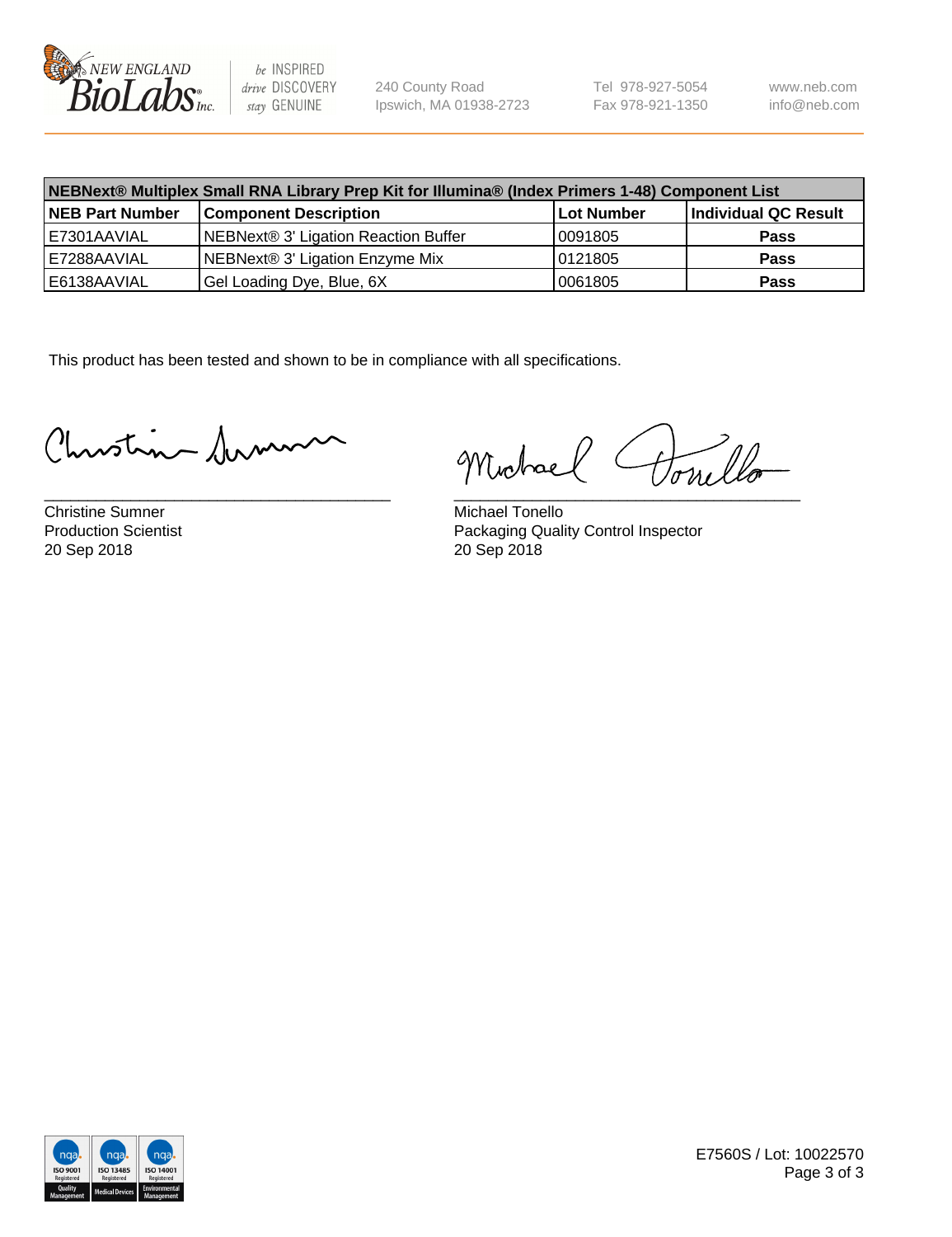NEW ENGLAND BioLabs Inc. — be INSPIRED drive DISCOVERY stay GENUINE

240 County Road
Ipswich, MA 01938-2723

Tel 978-927-5054
Fax 978-921-1350

www.neb.com
info@neb.com

| NEBNext® Multiplex Small RNA Library Prep Kit for Illumina® (Index Primers 1-48) Component List | | | |
|---|---|---|---|
| **NEB Part Number** | **Component Description** | **Lot Number** | **Individual QC Result** |
| E7301AAVIAL | NEBNext® 3' Ligation Reaction Buffer | 0091805 | **Pass** |
| E7288AAVIAL | NEBNext® 3' Ligation Enzyme Mix | 0121805 | **Pass** |
| E6138AAVIAL | Gel Loading Dye, Blue, 6X | 0061805 | **Pass** |

This product has been tested and shown to be in compliance with all specifications.

Christine Sumner
Production Scientist
20 Sep 2018

Michael Tonello
Packaging Quality Control Inspector
20 Sep 2018

ISO 9001 Registered Quality Management | ISO 13485 Registered Medical Devices | ISO 14001 Registered Environmental Management

E7560S / Lot: 10022570